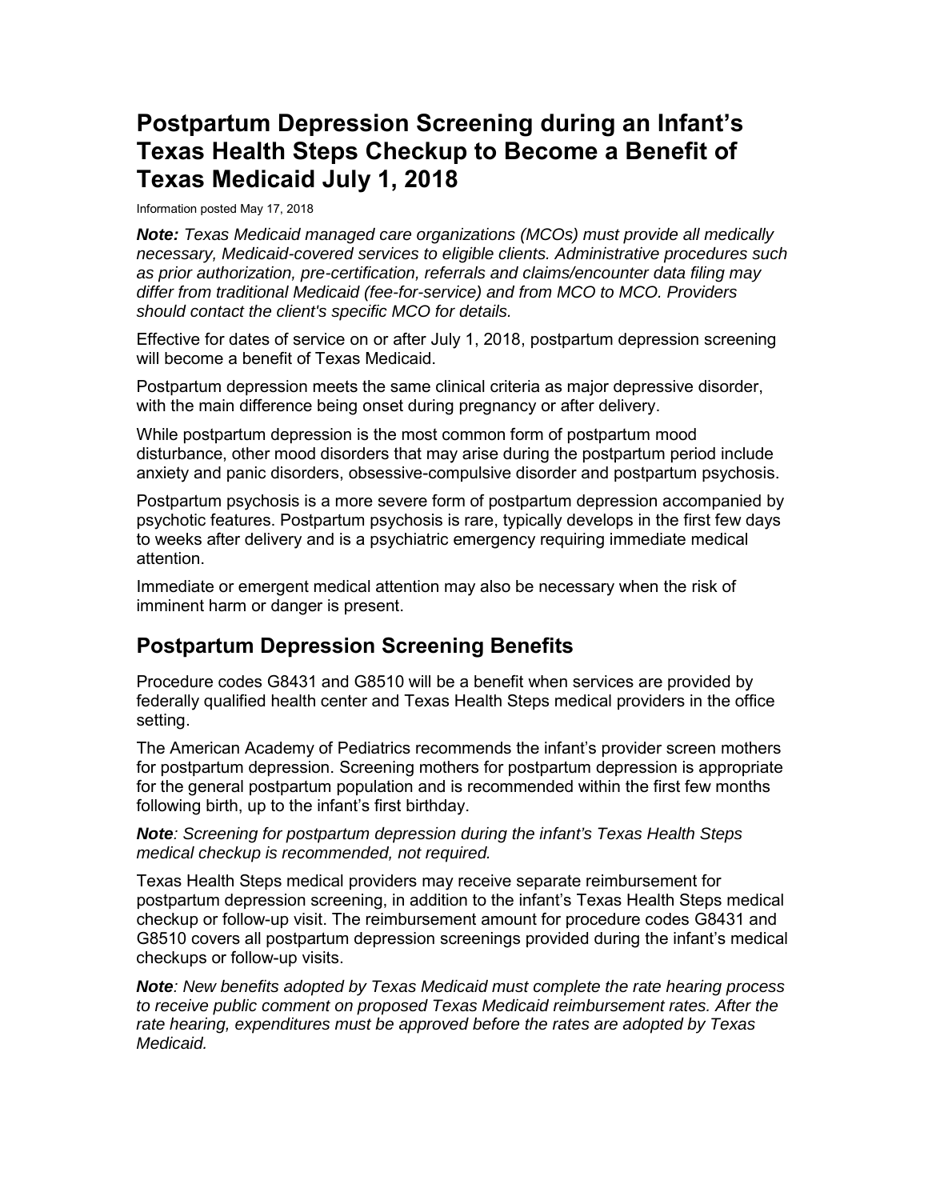# Postpartum Depression Screening during an Infant's Texas Health Steps Checkup to Become a Benefit of Texas Medicaid July 1, 2018

Information posted May 17, 2018

***Note:** Texas Medicaid managed care organizations (MCOs) must provide all medically necessary, Medicaid-covered services to eligible clients. Administrative procedures such as prior authorization, pre-certification, referrals and claims/encounter data filing may differ from traditional Medicaid (fee-for-service) and from MCO to MCO. Providers should contact the client's specific MCO for details.*

Effective for dates of service on or after July 1, 2018, postpartum depression screening will become a benefit of Texas Medicaid.

Postpartum depression meets the same clinical criteria as major depressive disorder, with the main difference being onset during pregnancy or after delivery.

While postpartum depression is the most common form of postpartum mood disturbance, other mood disorders that may arise during the postpartum period include anxiety and panic disorders, obsessive-compulsive disorder and postpartum psychosis.

Postpartum psychosis is a more severe form of postpartum depression accompanied by psychotic features. Postpartum psychosis is rare, typically develops in the first few days to weeks after delivery and is a psychiatric emergency requiring immediate medical attention.

Immediate or emergent medical attention may also be necessary when the risk of imminent harm or danger is present.

## Postpartum Depression Screening Benefits

Procedure codes G8431 and G8510 will be a benefit when services are provided by federally qualified health center and Texas Health Steps medical providers in the office setting.

The American Academy of Pediatrics recommends the infant's provider screen mothers for postpartum depression. Screening mothers for postpartum depression is appropriate for the general postpartum population and is recommended within the first few months following birth, up to the infant's first birthday.

***Note**: Screening for postpartum depression during the infant's Texas Health Steps medical checkup is recommended, not required.*

Texas Health Steps medical providers may receive separate reimbursement for postpartum depression screening, in addition to the infant's Texas Health Steps medical checkup or follow-up visit. The reimbursement amount for procedure codes G8431 and G8510 covers all postpartum depression screenings provided during the infant's medical checkups or follow-up visits.

***Note**: New benefits adopted by Texas Medicaid must complete the rate hearing process to receive public comment on proposed Texas Medicaid reimbursement rates. After the rate hearing, expenditures must be approved before the rates are adopted by Texas Medicaid.*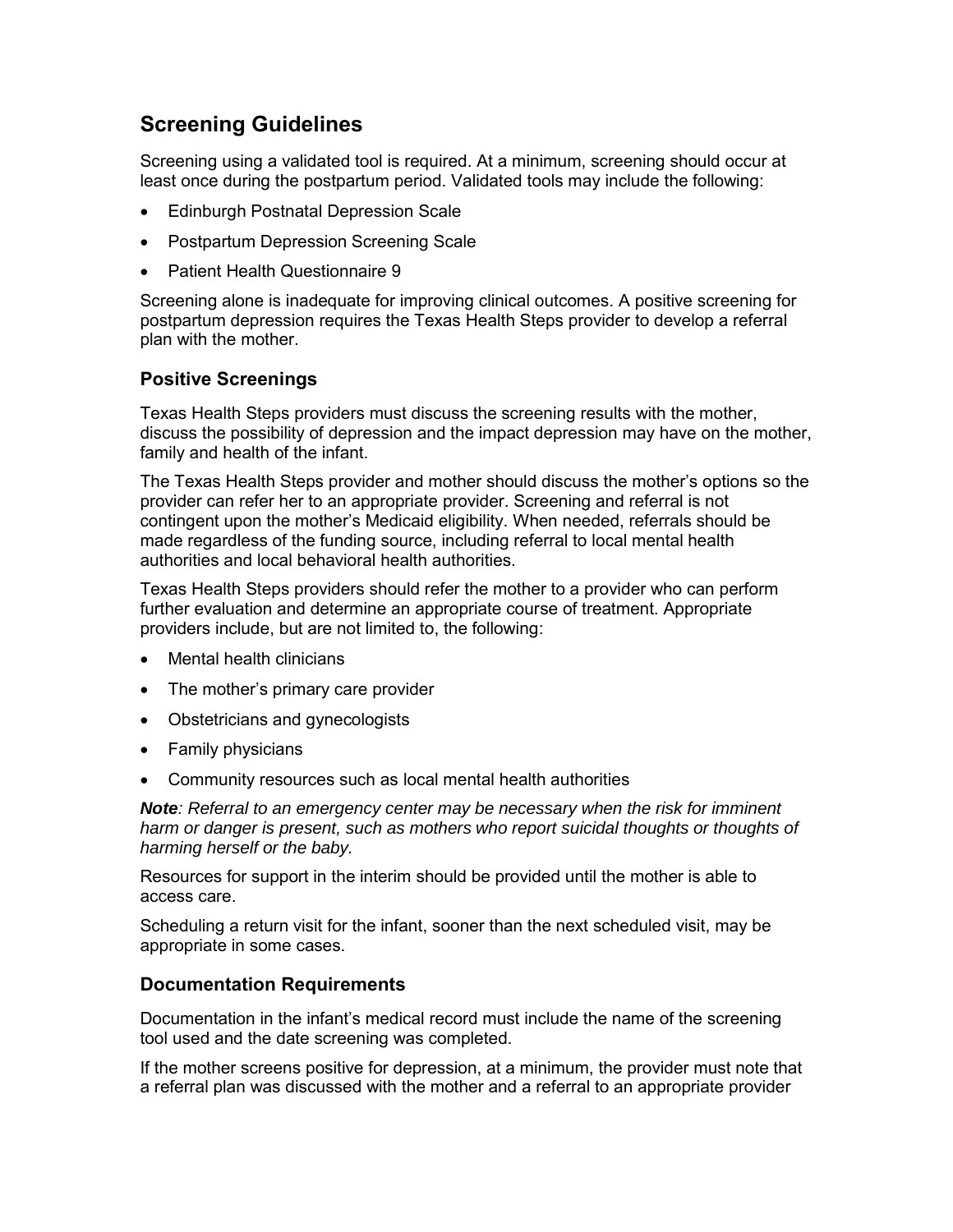## Screening Guidelines

Screening using a validated tool is required. At a minimum, screening should occur at least once during the postpartum period. Validated tools may include the following:

- Edinburgh Postnatal Depression Scale
- Postpartum Depression Screening Scale
- Patient Health Questionnaire 9

Screening alone is inadequate for improving clinical outcomes. A positive screening for postpartum depression requires the Texas Health Steps provider to develop a referral plan with the mother.

### Positive Screenings

Texas Health Steps providers must discuss the screening results with the mother, discuss the possibility of depression and the impact depression may have on the mother, family and health of the infant.

The Texas Health Steps provider and mother should discuss the mother's options so the provider can refer her to an appropriate provider. Screening and referral is not contingent upon the mother's Medicaid eligibility. When needed, referrals should be made regardless of the funding source, including referral to local mental health authorities and local behavioral health authorities.

Texas Health Steps providers should refer the mother to a provider who can perform further evaluation and determine an appropriate course of treatment. Appropriate providers include, but are not limited to, the following:

- Mental health clinicians
- The mother's primary care provider
- Obstetricians and gynecologists
- Family physicians
- Community resources such as local mental health authorities

***Note**: Referral to an emergency center may be necessary when the risk for imminent harm or danger is present, such as mothers who report suicidal thoughts or thoughts of harming herself or the baby.*

Resources for support in the interim should be provided until the mother is able to access care.

Scheduling a return visit for the infant, sooner than the next scheduled visit, may be appropriate in some cases.

### Documentation Requirements

Documentation in the infant's medical record must include the name of the screening tool used and the date screening was completed.

If the mother screens positive for depression, at a minimum, the provider must note that a referral plan was discussed with the mother and a referral to an appropriate provider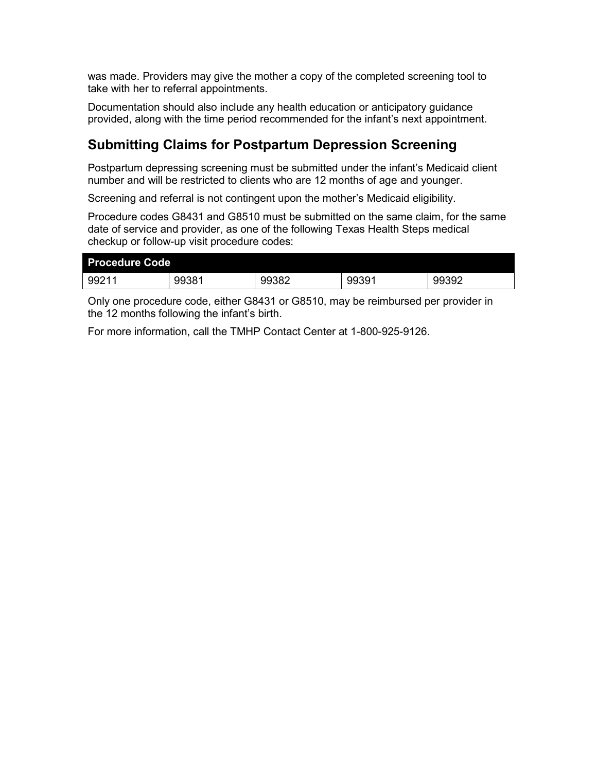was made. Providers may give the mother a copy of the completed screening tool to take with her to referral appointments.

Documentation should also include any health education or anticipatory guidance provided, along with the time period recommended for the infant's next appointment.

## Submitting Claims for Postpartum Depression Screening

Postpartum depressing screening must be submitted under the infant's Medicaid client number and will be restricted to clients who are 12 months of age and younger.

Screening and referral is not contingent upon the mother's Medicaid eligibility.

Procedure codes G8431 and G8510 must be submitted on the same claim, for the same date of service and provider, as one of the following Texas Health Steps medical checkup or follow-up visit procedure codes:

| Procedure Code | | | | |
|---|---|---|---|---|
| 99211 | 99381 | 99382 | 99391 | 99392 |

Only one procedure code, either G8431 or G8510, may be reimbursed per provider in the 12 months following the infant's birth.

For more information, call the TMHP Contact Center at 1-800-925-9126.